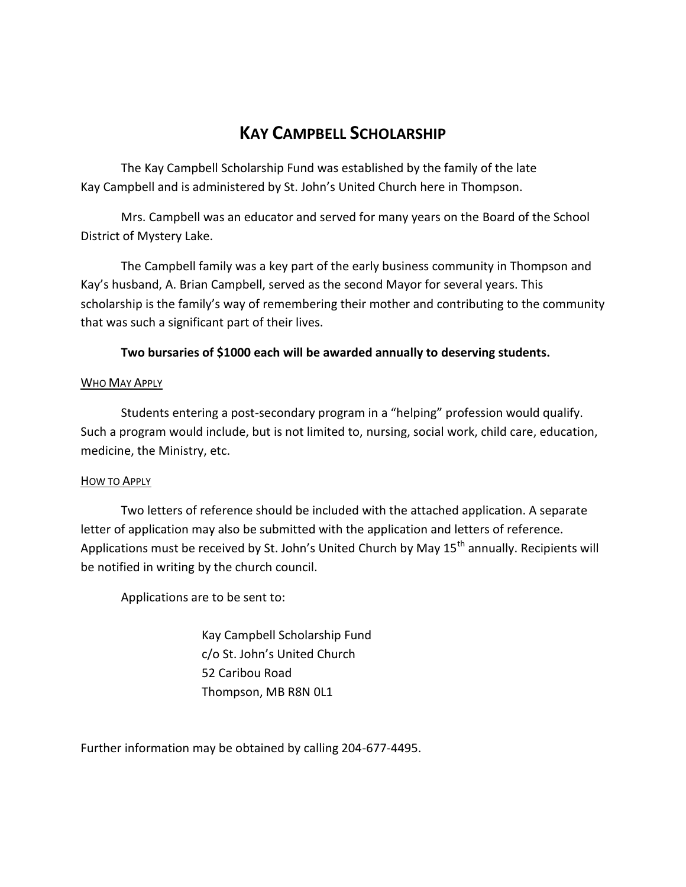# KAY CAMPBELL SCHOLARSHIP

The Kay Campbell Scholarship Fund was established by the family of the late Kay Campbell and is administered by St. John's United Church here in Thompson.

Mrs. Campbell was an educator and served for many years on the Board of the School District of Mystery Lake.

The Campbell family was a key part of the early business community in Thompson and Kay's husband, A. Brian Campbell, served as the second Mayor for several years. This scholarship is the family's way of remembering their mother and contributing to the community that was such a significant part of their lives.

**Two bursaries of $1000 each will be awarded annually to deserving students.**

## WHO MAY APPLY

Students entering a post-secondary program in a "helping" profession would qualify. Such a program would include, but is not limited to, nursing, social work, child care, education, medicine, the Ministry, etc.

## HOW TO APPLY

Two letters of reference should be included with the attached application. A separate letter of application may also be submitted with the application and letters of reference. Applications must be received by St. John's United Church by May 15th annually. Recipients will be notified in writing by the church council.

Applications are to be sent to:

Kay Campbell Scholarship Fund
c/o St. John's United Church
52 Caribou Road
Thompson, MB R8N 0L1

Further information may be obtained by calling 204-677-4495.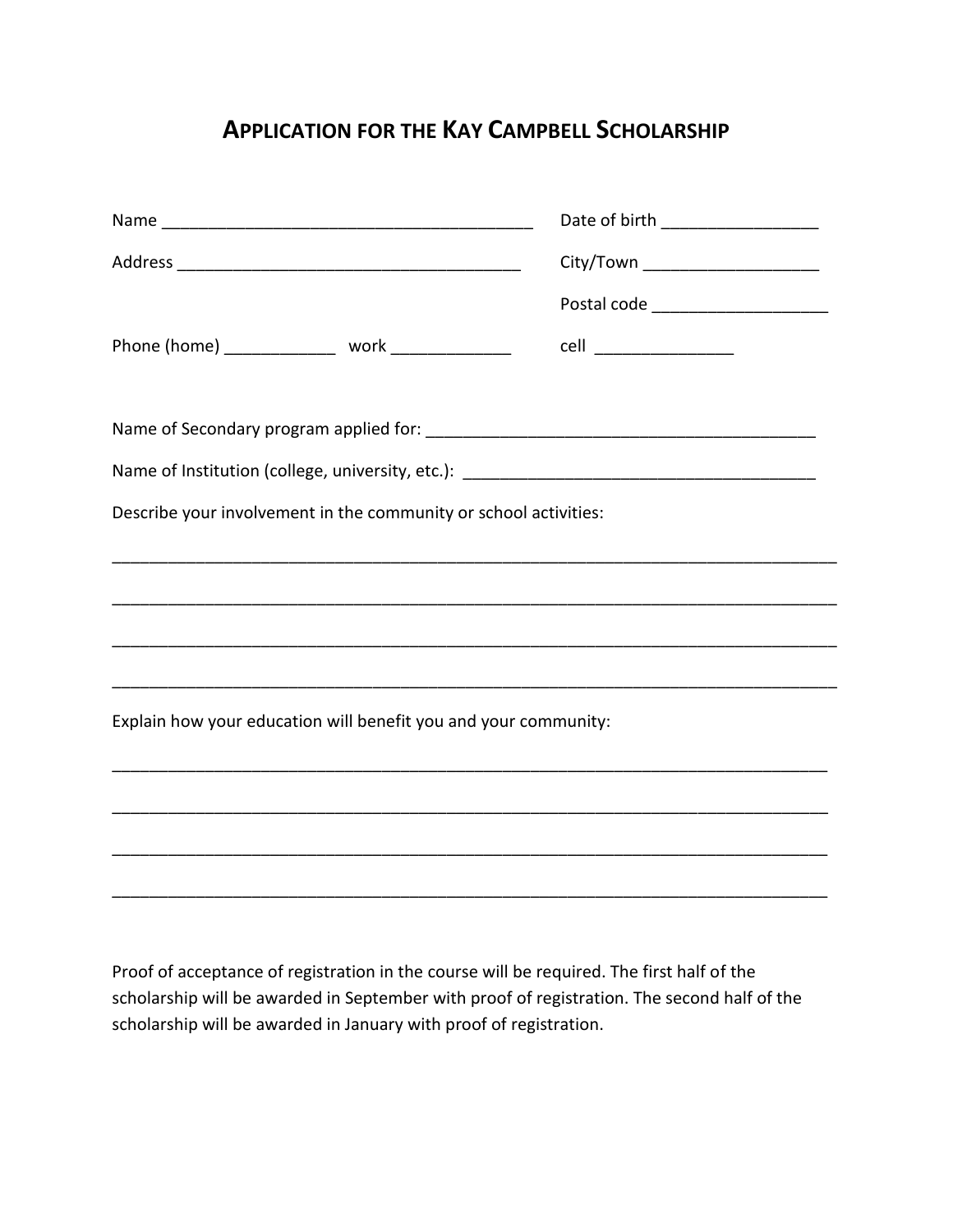# Application for the Kay Campbell Scholarship

Name ________________________________________ Date of birth _________________

Address _____________________________________ City/Town ___________________

Postal code ___________________

Phone (home) ____________ work _____________ cell _______________

Name of Secondary program applied for: ___________________________________________

Name of Institution (college, university, etc.): ______________________________________

Describe your involvement in the community or school activities:

_______________________________________________________________________________

_______________________________________________________________________________

_______________________________________________________________________________

_______________________________________________________________________________

Explain how your education will benefit you and your community:

_______________________________________________________________________________

_______________________________________________________________________________

_______________________________________________________________________________

_______________________________________________________________________________

Proof of acceptance of registration in the course will be required. The first half of the scholarship will be awarded in September with proof of registration. The second half of the scholarship will be awarded in January with proof of registration.